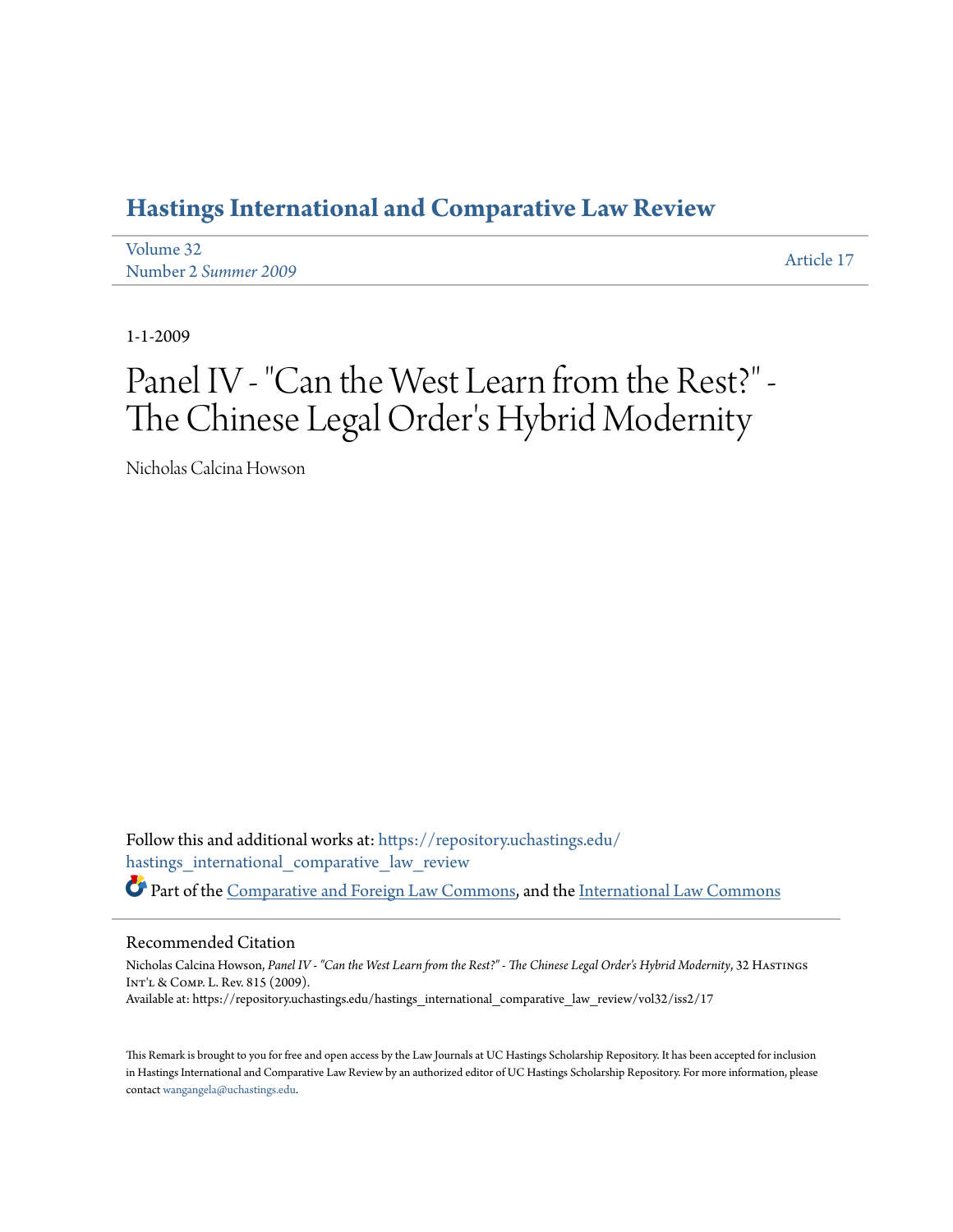# Hastings International and Comparative Law Review

Volume 32
Number 2 *Summer 2009*

Article 17

1-1-2009

# Panel IV - "Can the West Learn from the Rest?" - The Chinese Legal Order's Hybrid Modernity

Nicholas Calcina Howson

Follow this and additional works at: https://repository.uchastings.edu/hastings_international_comparative_law_review

Part of the Comparative and Foreign Law Commons, and the International Law Commons

## Recommended Citation

Nicholas Calcina Howson, *Panel IV - "Can the West Learn from the Rest?" - The Chinese Legal Order's Hybrid Modernity*, 32 Hastings Int'l & Comp. L. Rev. 815 (2009).
Available at: https://repository.uchastings.edu/hastings_international_comparative_law_review/vol32/iss2/17

This Remark is brought to you for free and open access by the Law Journals at UC Hastings Scholarship Repository. It has been accepted for inclusion in Hastings International and Comparative Law Review by an authorized editor of UC Hastings Scholarship Repository. For more information, please contact wangangela@uchastings.edu.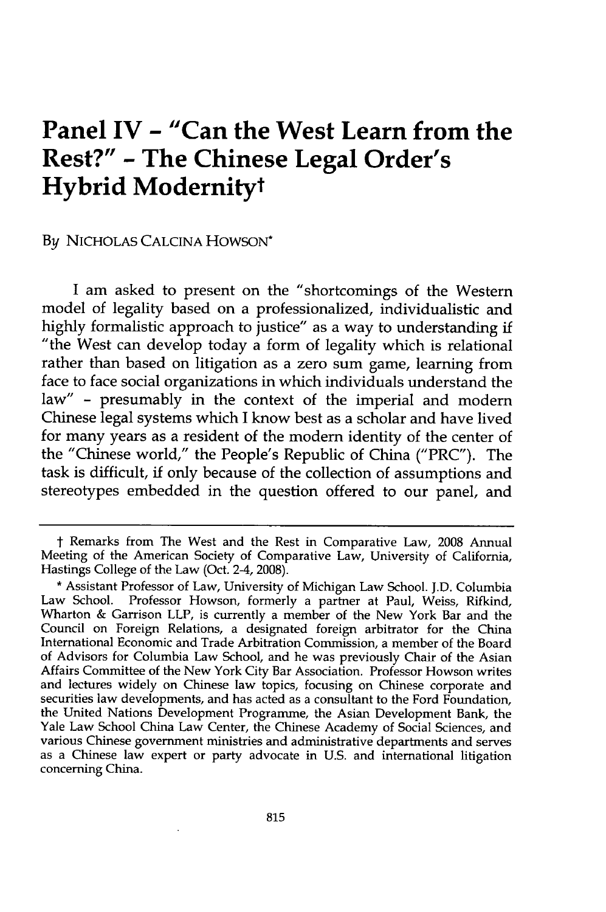# Panel IV - "Can the West Learn from the Rest?" - The Chinese Legal Order's Hybrid Modernity†

By NICHOLAS CALCINA HOWSON*

I am asked to present on the "shortcomings of the Western model of legality based on a professionalized, individualistic and highly formalistic approach to justice" as a way to understanding if "the West can develop today a form of legality which is relational rather than based on litigation as a zero sum game, learning from face to face social organizations in which individuals understand the law" - presumably in the context of the imperial and modern Chinese legal systems which I know best as a scholar and have lived for many years as a resident of the modern identity of the center of the "Chinese world," the People's Republic of China ("PRC"). The task is difficult, if only because of the collection of assumptions and stereotypes embedded in the question offered to our panel, and

---

† Remarks from The West and the Rest in Comparative Law, 2008 Annual Meeting of the American Society of Comparative Law, University of California, Hastings College of the Law (Oct. 2-4, 2008).

\* Assistant Professor of Law, University of Michigan Law School. J.D. Columbia Law School. Professor Howson, formerly a partner at Paul, Weiss, Rifkind, Wharton & Garrison LLP, is currently a member of the New York Bar and the Council on Foreign Relations, a designated foreign arbitrator for the China International Economic and Trade Arbitration Commission, a member of the Board of Advisors for Columbia Law School, and he was previously Chair of the Asian Affairs Committee of the New York City Bar Association. Professor Howson writes and lectures widely on Chinese law topics, focusing on Chinese corporate and securities law developments, and has acted as a consultant to the Ford Foundation, the United Nations Development Programme, the Asian Development Bank, the Yale Law School China Law Center, the Chinese Academy of Social Sciences, and various Chinese government ministries and administrative departments and serves as a Chinese law expert or party advocate in U.S. and international litigation concerning China.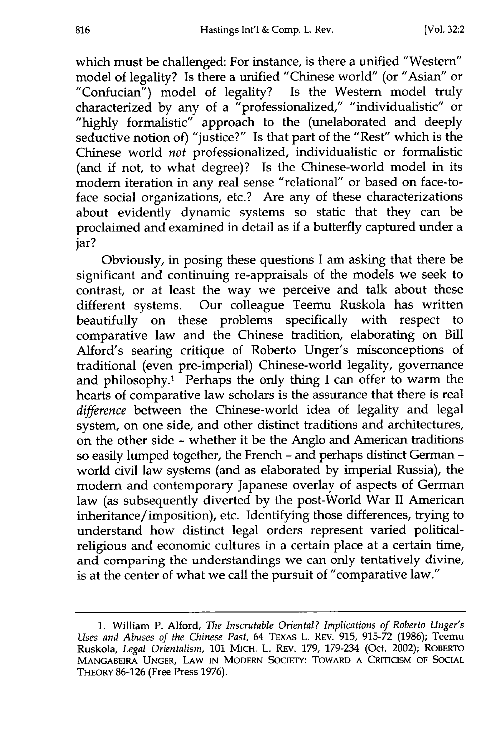which must be challenged: For instance, is there a unified "Western" model of legality? Is there a unified "Chinese world" (or "Asian" or "Confucian") model of legality? Is the Western model truly characterized by any of a "professionalized," "individualistic" or "highly formalistic" approach to the (unelaborated and deeply seductive notion of) "justice?" Is that part of the "Rest" which is the Chinese world *not* professionalized, individualistic or formalistic (and if not, to what degree)? Is the Chinese-world model in its modern iteration in any real sense "relational" or based on face-to-face social organizations, etc.? Are any of these characterizations about evidently dynamic systems so static that they can be proclaimed and examined in detail as if a butterfly captured under a jar?

Obviously, in posing these questions I am asking that there be significant and continuing re-appraisals of the models we seek to contrast, or at least the way we perceive and talk about these different systems. Our colleague Teemu Ruskola has written beautifully on these problems specifically with respect to comparative law and the Chinese tradition, elaborating on Bill Alford's searing critique of Roberto Unger's misconceptions of traditional (even pre-imperial) Chinese-world legality, governance and philosophy.[1] Perhaps the only thing I can offer to warm the hearts of comparative law scholars is the assurance that there is real *difference* between the Chinese-world idea of legality and legal system, on one side, and other distinct traditions and architectures, on the other side - whether it be the Anglo and American traditions so easily lumped together, the French - and perhaps distinct German - world civil law systems (and as elaborated by imperial Russia), the modern and contemporary Japanese overlay of aspects of German law (as subsequently diverted by the post-World War II American inheritance/imposition), etc. Identifying those differences, trying to understand how distinct legal orders represent varied political-religious and economic cultures in a certain place at a certain time, and comparing the understandings we can only tentatively divine, is at the center of what we call the pursuit of "comparative law."

---

1. William P. Alford, *The Inscrutable Oriental? Implications of Roberto Unger's Uses and Abuses of the Chinese Past*, 64 TEXAS L. REV. 915, 915-72 (1986); Teemu Ruskola, *Legal Orientalism*, 101 MICH. L. REV. 179, 179-234 (Oct. 2002); ROBERTO MANGABEIRA UNGER, LAW IN MODERN SOCIETY: TOWARD A CRITICISM OF SOCIAL THEORY 86-126 (Free Press 1976).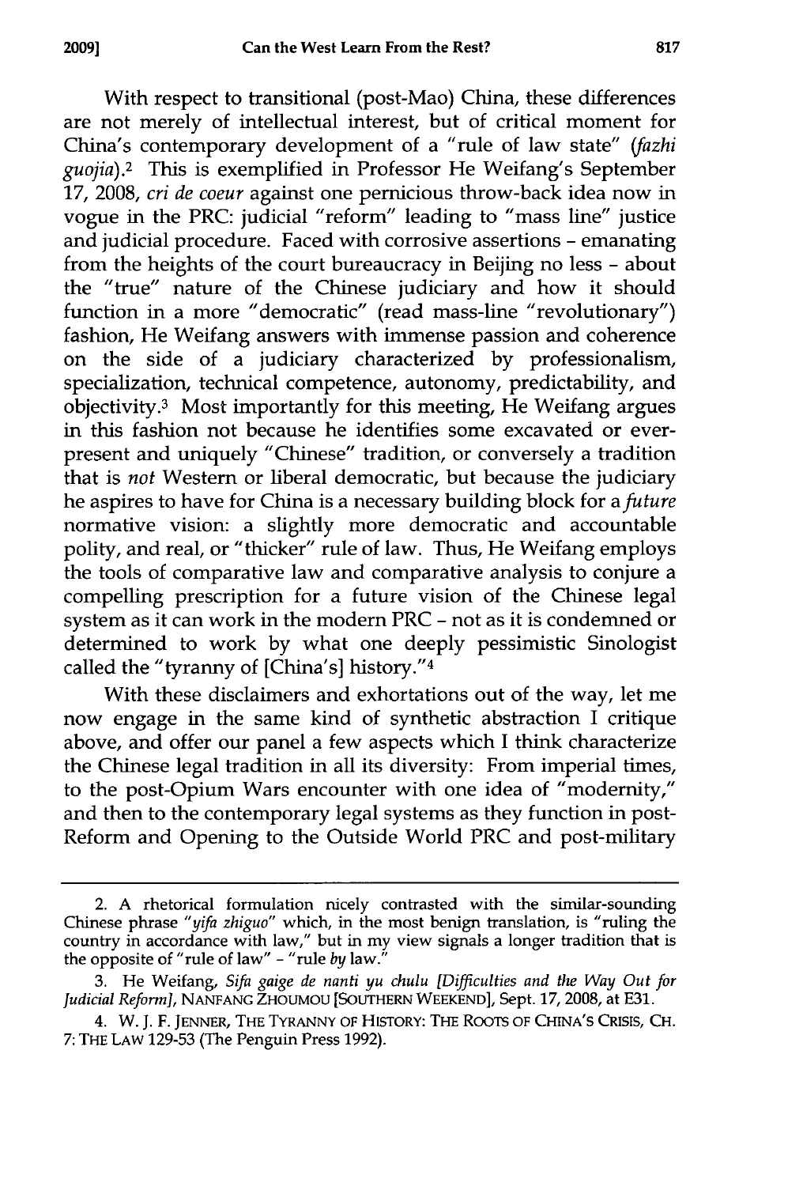With respect to transitional (post-Mao) China, these differences are not merely of intellectual interest, but of critical moment for China's contemporary development of a "rule of law state" (*fazhi guojia*).[2] This is exemplified in Professor He Weifang's September 17, 2008, *cri de coeur* against one pernicious throw-back idea now in vogue in the PRC: judicial "reform" leading to "mass line" justice and judicial procedure. Faced with corrosive assertions – emanating from the heights of the court bureaucracy in Beijing no less – about the "true" nature of the Chinese judiciary and how it should function in a more "democratic" (read mass-line "revolutionary") fashion, He Weifang answers with immense passion and coherence on the side of a judiciary characterized by professionalism, specialization, technical competence, autonomy, predictability, and objectivity.[3] Most importantly for this meeting, He Weifang argues in this fashion not because he identifies some excavated or ever-present and uniquely "Chinese" tradition, or conversely a tradition that is *not* Western or liberal democratic, but because the judiciary he aspires to have for China is a necessary building block for a *future* normative vision: a slightly more democratic and accountable polity, and real, or "thicker" rule of law. Thus, He Weifang employs the tools of comparative law and comparative analysis to conjure a compelling prescription for a future vision of the Chinese legal system as it can work in the modern PRC – not as it is condemned or determined to work by what one deeply pessimistic Sinologist called the "tyranny of [China's] history."[4]

With these disclaimers and exhortations out of the way, let me now engage in the same kind of synthetic abstraction I critique above, and offer our panel a few aspects which I think characterize the Chinese legal tradition in all its diversity: From imperial times, to the post-Opium Wars encounter with one idea of "modernity," and then to the contemporary legal systems as they function in post-Reform and Opening to the Outside World PRC and post-military

---

2. A rhetorical formulation nicely contrasted with the similar-sounding Chinese phrase "*yifa zhiguo*" which, in the most benign translation, is "ruling the country in accordance with law," but in my view signals a longer tradition that is the opposite of "rule of law" – "rule *by* law."

3. He Weifang, *Sifa gaige de nanti yu chulu [Difficulties and the Way Out for Judicial Reform]*, NANFANG ZHOUMOU [SOUTHERN WEEKEND], Sept. 17, 2008, at E31.

4. W. J. F. JENNER, THE TYRANNY OF HISTORY: THE ROOTS OF CHINA'S CRISIS, CH. 7: THE LAW 129-53 (The Penguin Press 1992).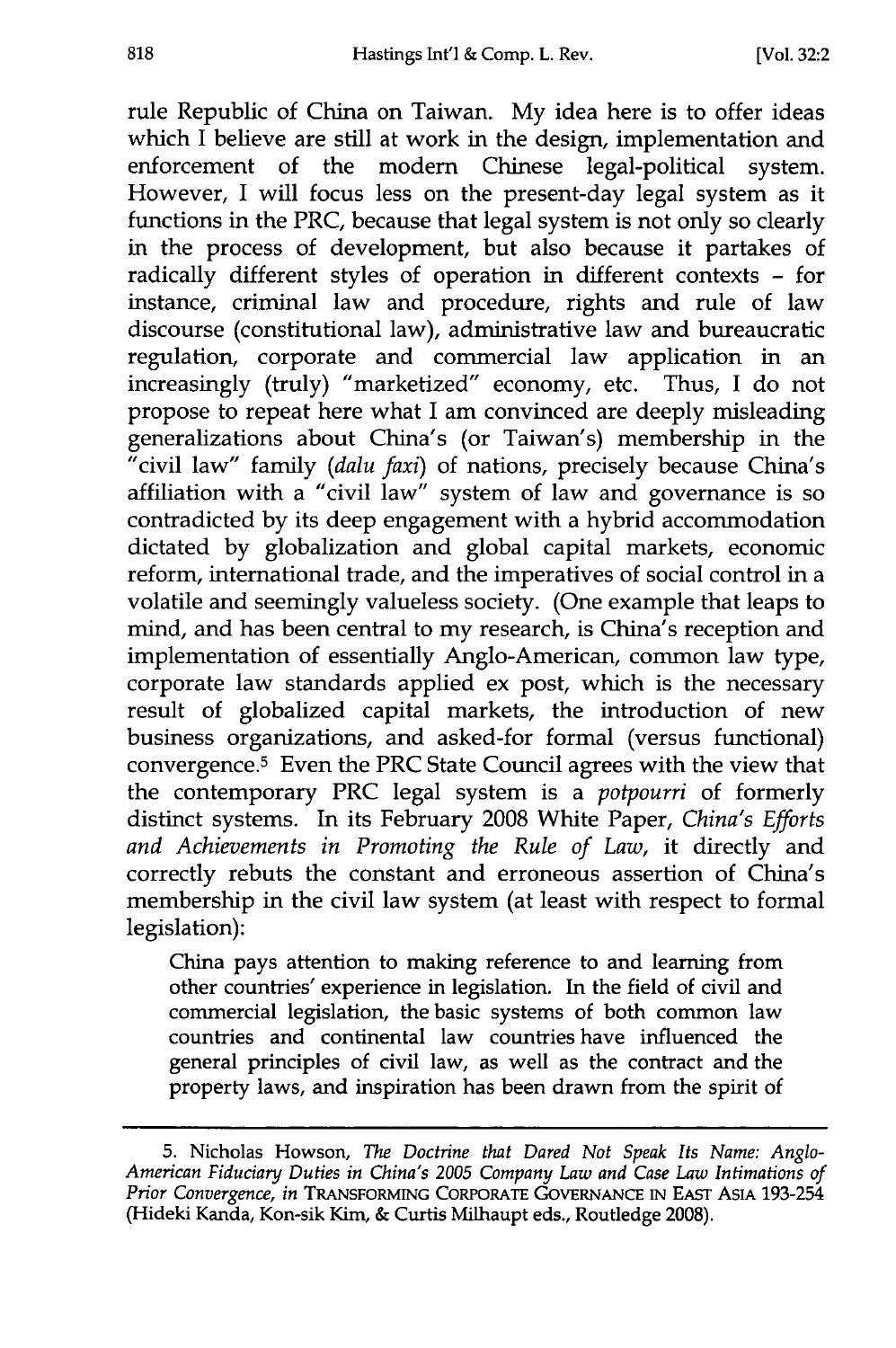rule Republic of China on Taiwan. My idea here is to offer ideas which I believe are still at work in the design, implementation and enforcement of the modern Chinese legal-political system. However, I will focus less on the present-day legal system as it functions in the PRC, because that legal system is not only so clearly in the process of development, but also because it partakes of radically different styles of operation in different contexts - for instance, criminal law and procedure, rights and rule of law discourse (constitutional law), administrative law and bureaucratic regulation, corporate and commercial law application in an increasingly (truly) "marketized" economy, etc. Thus, I do not propose to repeat here what I am convinced are deeply misleading generalizations about China's (or Taiwan's) membership in the "civil law" family (*dalu faxi*) of nations, precisely because China's affiliation with a "civil law" system of law and governance is so contradicted by its deep engagement with a hybrid accommodation dictated by globalization and global capital markets, economic reform, international trade, and the imperatives of social control in a volatile and seemingly valueless society. (One example that leaps to mind, and has been central to my research, is China's reception and implementation of essentially Anglo-American, common law type, corporate law standards applied ex post, which is the necessary result of globalized capital markets, the introduction of new business organizations, and asked-for formal (versus functional) convergence.[5] Even the PRC State Council agrees with the view that the contemporary PRC legal system is a *potpourri* of formerly distinct systems. In its February 2008 White Paper, *China's Efforts and Achievements in Promoting the Rule of Law*, it directly and correctly rebuts the constant and erroneous assertion of China's membership in the civil law system (at least with respect to formal legislation):

> China pays attention to making reference to and learning from other countries' experience in legislation. In the field of civil and commercial legislation, the basic systems of both common law countries and continental law countries have influenced the general principles of civil law, as well as the contract and the property laws, and inspiration has been drawn from the spirit of

---

5. Nicholas Howson, *The Doctrine that Dared Not Speak Its Name: Anglo-American Fiduciary Duties in China's 2005 Company Law and Case Law Intimations of Prior Convergence*, *in* TRANSFORMING CORPORATE GOVERNANCE IN EAST ASIA 193-254 (Hideki Kanda, Kon-sik Kim, & Curtis Milhaupt eds., Routledge 2008).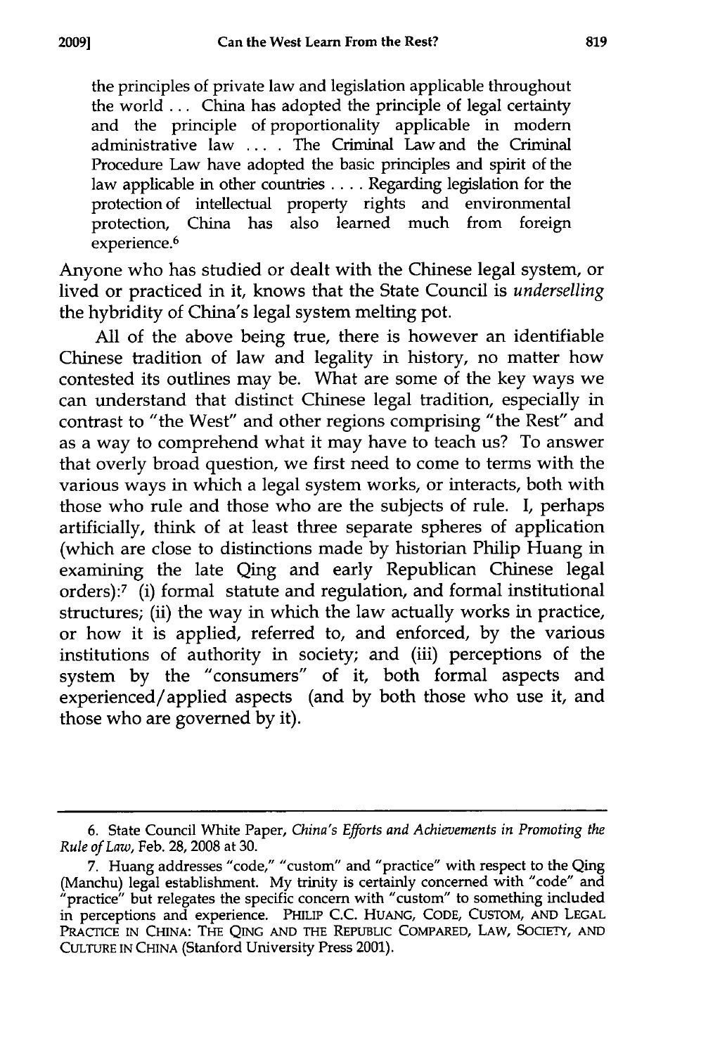> the principles of private law and legislation applicable throughout the world ... China has adopted the principle of legal certainty and the principle of proportionality applicable in modern administrative law .... The Criminal Law and the Criminal Procedure Law have adopted the basic principles and spirit of the law applicable in other countries .... Regarding legislation for the protection of intellectual property rights and environmental protection, China has also learned much from foreign experience.[6]

Anyone who has studied or dealt with the Chinese legal system, or lived or practiced in it, knows that the State Council is *underselling* the hybridity of China's legal system melting pot.

All of the above being true, there is however an identifiable Chinese tradition of law and legality in history, no matter how contested its outlines may be. What are some of the key ways we can understand that distinct Chinese legal tradition, especially in contrast to "the West" and other regions comprising "the Rest" and as a way to comprehend what it may have to teach us? To answer that overly broad question, we first need to come to terms with the various ways in which a legal system works, or interacts, both with those who rule and those who are the subjects of rule. I, perhaps artificially, think of at least three separate spheres of application (which are close to distinctions made by historian Philip Huang in examining the late Qing and early Republican Chinese legal orders):[7] (i) formal statute and regulation, and formal institutional structures; (ii) the way in which the law actually works in practice, or how it is applied, referred to, and enforced, by the various institutions of authority in society; and (iii) perceptions of the system by the "consumers" of it, both formal aspects and experienced/applied aspects (and by both those who use it, and those who are governed by it).

---

6. State Council White Paper, *China's Efforts and Achievements in Promoting the Rule of Law*, Feb. 28, 2008 at 30.

7. Huang addresses "code," "custom" and "practice" with respect to the Qing (Manchu) legal establishment. My trinity is certainly concerned with "code" and "practice" but relegates the specific concern with "custom" to something included in perceptions and experience. PHILIP C.C. HUANG, CODE, CUSTOM, AND LEGAL PRACTICE IN CHINA: THE QING AND THE REPUBLIC COMPARED, LAW, SOCIETY, AND CULTURE IN CHINA (Stanford University Press 2001).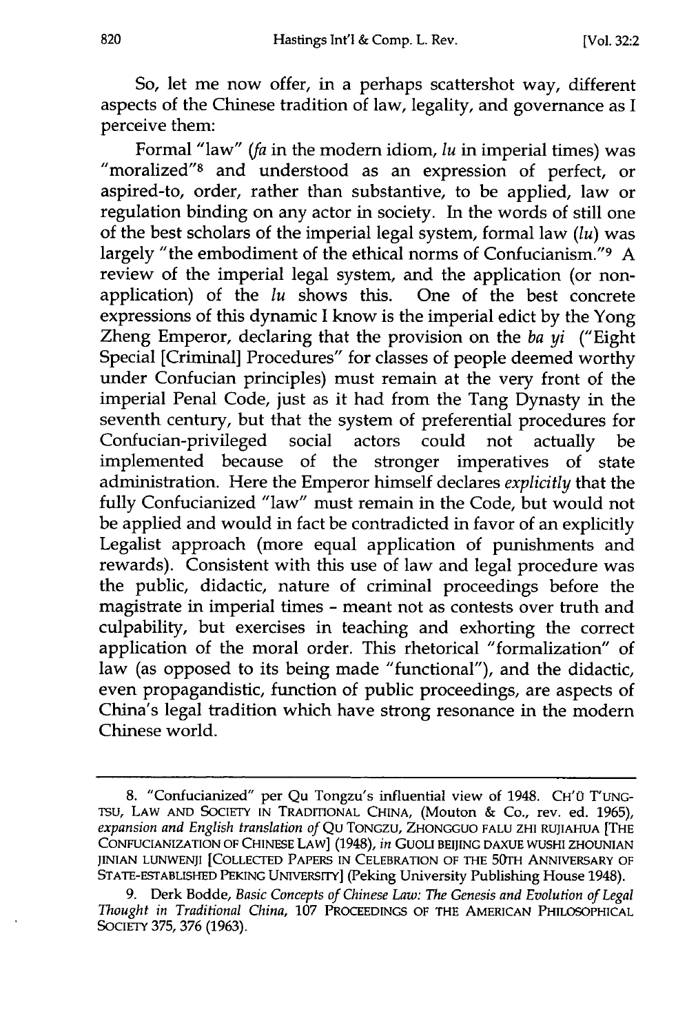So, let me now offer, in a perhaps scattershot way, different aspects of the Chinese tradition of law, legality, and governance as I perceive them:

Formal "law" (*fa* in the modern idiom, *lu* in imperial times) was "moralized"[8] and understood as an expression of perfect, or aspired-to, order, rather than substantive, to be applied, law or regulation binding on any actor in society. In the words of still one of the best scholars of the imperial legal system, formal law (*lu*) was largely "the embodiment of the ethical norms of Confucianism."[9] A review of the imperial legal system, and the application (or non-application) of the *lu* shows this. One of the best concrete expressions of this dynamic I know is the imperial edict by the Yong Zheng Emperor, declaring that the provision on the *ba yi* ("Eight Special [Criminal] Procedures" for classes of people deemed worthy under Confucian principles) must remain at the very front of the imperial Penal Code, just as it had from the Tang Dynasty in the seventh century, but that the system of preferential procedures for Confucian-privileged social actors could not actually be implemented because of the stronger imperatives of state administration. Here the Emperor himself declares *explicitly* that the fully Confucianized "law" must remain in the Code, but would not be applied and would in fact be contradicted in favor of an explicitly Legalist approach (more equal application of punishments and rewards). Consistent with this use of law and legal procedure was the public, didactic, nature of criminal proceedings before the magistrate in imperial times - meant not as contests over truth and culpability, but exercises in teaching and exhorting the correct application of the moral order. This rhetorical "formalization" of law (as opposed to its being made "functional"), and the didactic, even propagandistic, function of public proceedings, are aspects of China's legal tradition which have strong resonance in the modern Chinese world.

---

8. "Confucianized" per Qu Tongzu's influential view of 1948. CH'Ü T'UNG-TSU, LAW AND SOCIETY IN TRADITIONAL CHINA, (Mouton & Co., rev. ed. 1965), *expansion and English translation of* QU TONGZU, ZHONGGUO FALU ZHI RUJIAHUA [THE CONFUCIANIZATION OF CHINESE LAW] (1948), *in* GUOLI BEIJING DAXUE WUSHI ZHOUNIAN JINIAN LUNWENJI [COLLECTED PAPERS IN CELEBRATION OF THE 50TH ANNIVERSARY OF STATE-ESTABLISHED PEKING UNIVERSITY] (Peking University Publishing House 1948).

9. Derk Bodde, *Basic Concepts of Chinese Law: The Genesis and Evolution of Legal Thought in Traditional China*, 107 PROCEEDINGS OF THE AMERICAN PHILOSOPHICAL SOCIETY 375, 376 (1963).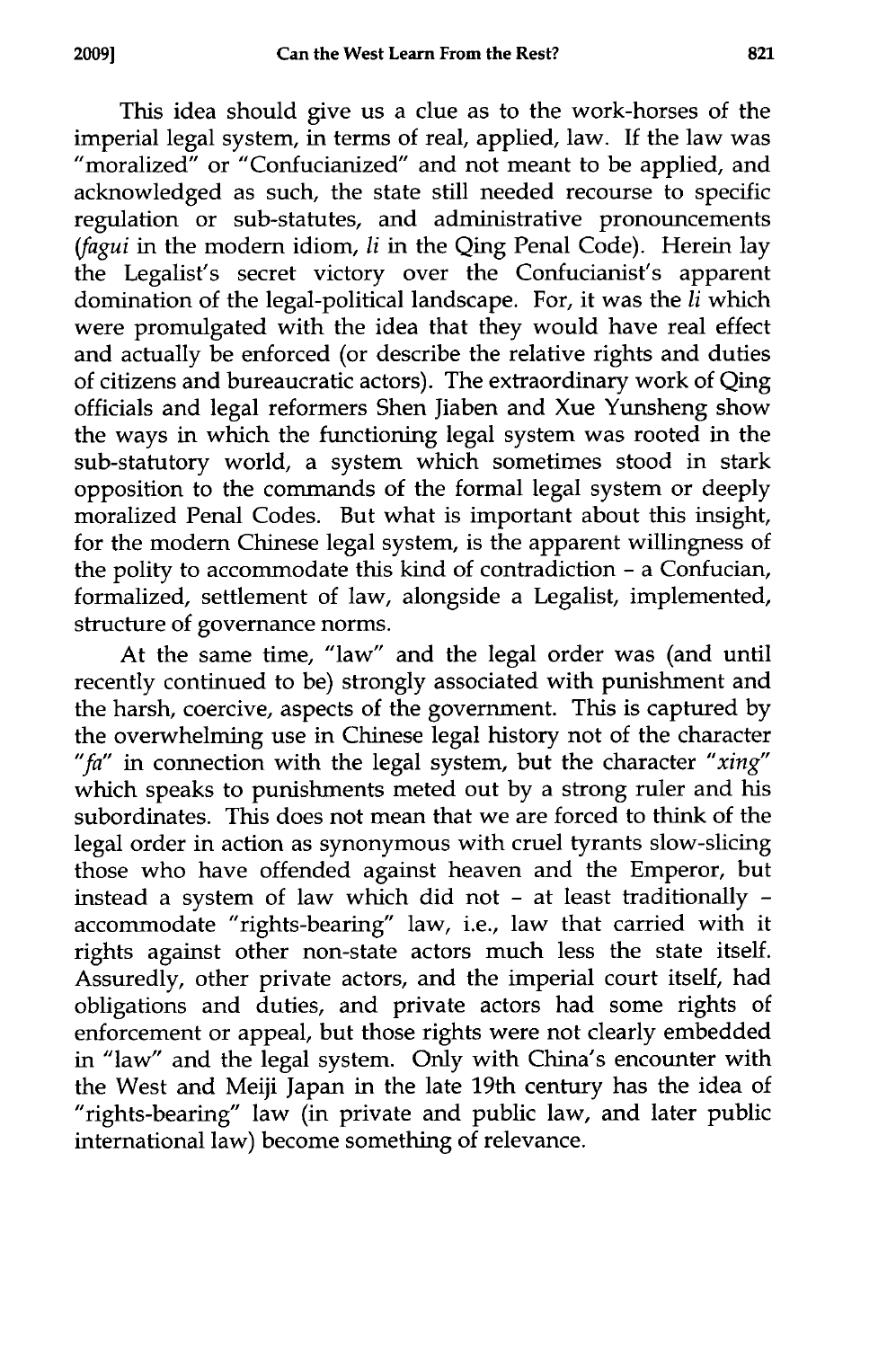This idea should give us a clue as to the work-horses of the imperial legal system, in terms of real, applied, law. If the law was "moralized" or "Confucianized" and not meant to be applied, and acknowledged as such, the state still needed recourse to specific regulation or sub-statutes, and administrative pronouncements (*fagui* in the modern idiom, *li* in the Qing Penal Code). Herein lay the Legalist's secret victory over the Confucianist's apparent domination of the legal-political landscape. For, it was the *li* which were promulgated with the idea that they would have real effect and actually be enforced (or describe the relative rights and duties of citizens and bureaucratic actors). The extraordinary work of Qing officials and legal reformers Shen Jiaben and Xue Yunsheng show the ways in which the functioning legal system was rooted in the sub-statutory world, a system which sometimes stood in stark opposition to the commands of the formal legal system or deeply moralized Penal Codes. But what is important about this insight, for the modern Chinese legal system, is the apparent willingness of the polity to accommodate this kind of contradiction - a Confucian, formalized, settlement of law, alongside a Legalist, implemented, structure of governance norms.

At the same time, "law" and the legal order was (and until recently continued to be) strongly associated with punishment and the harsh, coercive, aspects of the government. This is captured by the overwhelming use in Chinese legal history not of the character "*fa*" in connection with the legal system, but the character "*xing*" which speaks to punishments meted out by a strong ruler and his subordinates. This does not mean that we are forced to think of the legal order in action as synonymous with cruel tyrants slow-slicing those who have offended against heaven and the Emperor, but instead a system of law which did not - at least traditionally - accommodate "rights-bearing" law, i.e., law that carried with it rights against other non-state actors much less the state itself. Assuredly, other private actors, and the imperial court itself, had obligations and duties, and private actors had some rights of enforcement or appeal, but those rights were not clearly embedded in "law" and the legal system. Only with China's encounter with the West and Meiji Japan in the late 19th century has the idea of "rights-bearing" law (in private and public law, and later public international law) become something of relevance.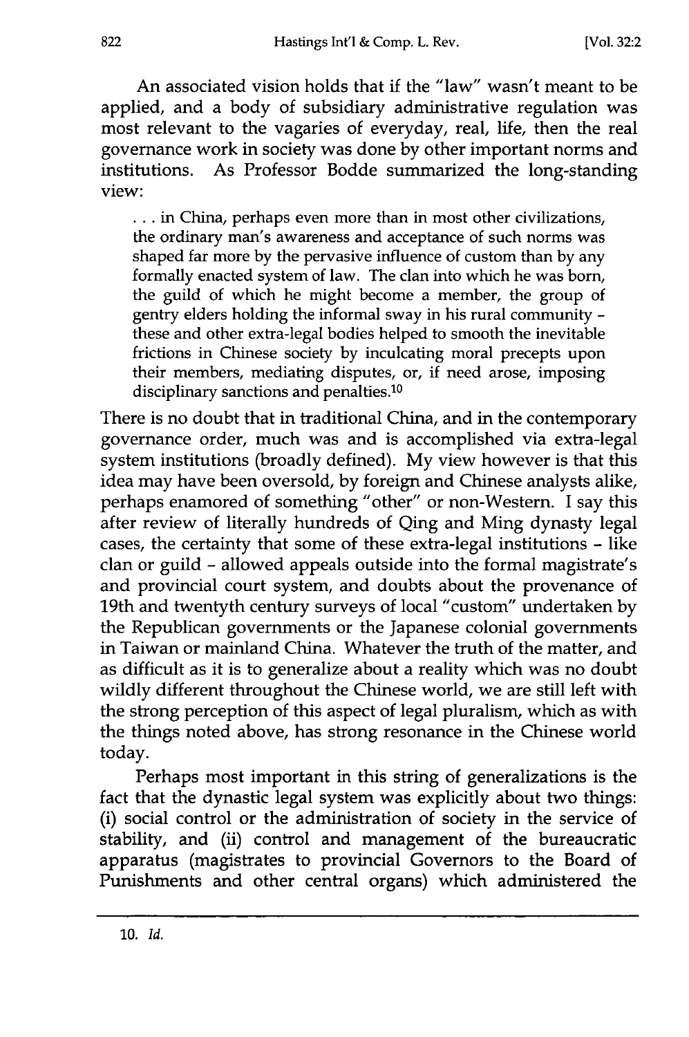An associated vision holds that if the "law" wasn't meant to be applied, and a body of subsidiary administrative regulation was most relevant to the vagaries of everyday, real, life, then the real governance work in society was done by other important norms and institutions. As Professor Bodde summarized the long-standing view:

> . . . in China, perhaps even more than in most other civilizations, the ordinary man's awareness and acceptance of such norms was shaped far more by the pervasive influence of custom than by any formally enacted system of law. The clan into which he was born, the guild of which he might become a member, the group of gentry elders holding the informal sway in his rural community - these and other extra-legal bodies helped to smooth the inevitable frictions in Chinese society by inculcating moral precepts upon their members, mediating disputes, or, if need arose, imposing disciplinary sanctions and penalties.[10]

There is no doubt that in traditional China, and in the contemporary governance order, much was and is accomplished via extra-legal system institutions (broadly defined). My view however is that this idea may have been oversold, by foreign and Chinese analysts alike, perhaps enamored of something "other" or non-Western. I say this after review of literally hundreds of Qing and Ming dynasty legal cases, the certainty that some of these extra-legal institutions - like clan or guild - allowed appeals outside into the formal magistrate's and provincial court system, and doubts about the provenance of 19th and twentyth century surveys of local "custom" undertaken by the Republican governments or the Japanese colonial governments in Taiwan or mainland China. Whatever the truth of the matter, and as difficult as it is to generalize about a reality which was no doubt wildly different throughout the Chinese world, we are still left with the strong perception of this aspect of legal pluralism, which as with the things noted above, has strong resonance in the Chinese world today.

Perhaps most important in this string of generalizations is the fact that the dynastic legal system was explicitly about two things: (i) social control or the administration of society in the service of stability, and (ii) control and management of the bureaucratic apparatus (magistrates to provincial Governors to the Board of Punishments and other central organs) which administered the

---

10. *Id.*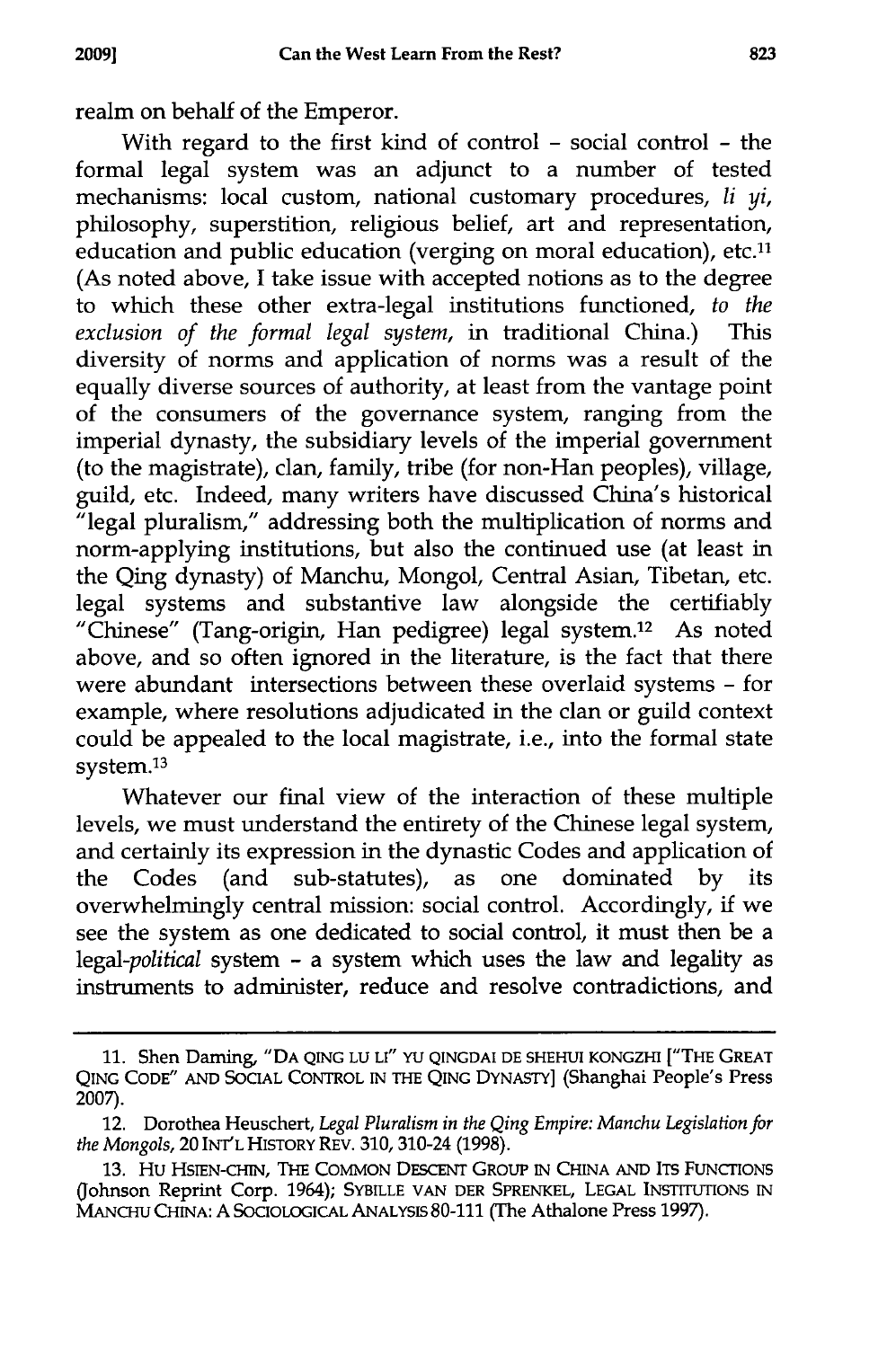realm on behalf of the Emperor.

With regard to the first kind of control - social control - the formal legal system was an adjunct to a number of tested mechanisms: local custom, national customary procedures, *li yi*, philosophy, superstition, religious belief, art and representation, education and public education (verging on moral education), etc.[11] (As noted above, I take issue with accepted notions as to the degree to which these other extra-legal institutions functioned, *to the exclusion of the formal legal system*, in traditional China.) This diversity of norms and application of norms was a result of the equally diverse sources of authority, at least from the vantage point of the consumers of the governance system, ranging from the imperial dynasty, the subsidiary levels of the imperial government (to the magistrate), clan, family, tribe (for non-Han peoples), village, guild, etc. Indeed, many writers have discussed China's historical "legal pluralism," addressing both the multiplication of norms and norm-applying institutions, but also the continued use (at least in the Qing dynasty) of Manchu, Mongol, Central Asian, Tibetan, etc. legal systems and substantive law alongside the certifiably "Chinese" (Tang-origin, Han pedigree) legal system.[12] As noted above, and so often ignored in the literature, is the fact that there were abundant intersections between these overlaid systems - for example, where resolutions adjudicated in the clan or guild context could be appealed to the local magistrate, i.e., into the formal state system.[13]

Whatever our final view of the interaction of these multiple levels, we must understand the entirety of the Chinese legal system, and certainly its expression in the dynastic Codes and application of the Codes (and sub-statutes), as one dominated by its overwhelmingly central mission: social control. Accordingly, if we see the system as one dedicated to social control, it must then be a legal-*political* system - a system which uses the law and legality as instruments to administer, reduce and resolve contradictions, and

---

11. Shen Daming, "DA QING LU LI" YU QINGDAI DE SHEHUI KONGZHI ["THE GREAT QING CODE" AND SOCIAL CONTROL IN THE QING DYNASTY] (Shanghai People's Press 2007).

12. Dorothea Heuschert, *Legal Pluralism in the Qing Empire: Manchu Legislation for the Mongols*, 20 INT'L HISTORY REV. 310, 310-24 (1998).

13. HU HSIEN-CHIN, THE COMMON DESCENT GROUP IN CHINA AND ITS FUNCTIONS (Johnson Reprint Corp. 1964); SYBILLE VAN DER SPRENKEL, LEGAL INSTITUTIONS IN MANCHU CHINA: A SOCIOLOGICAL ANALYSIS 80-111 (The Athalone Press 1997).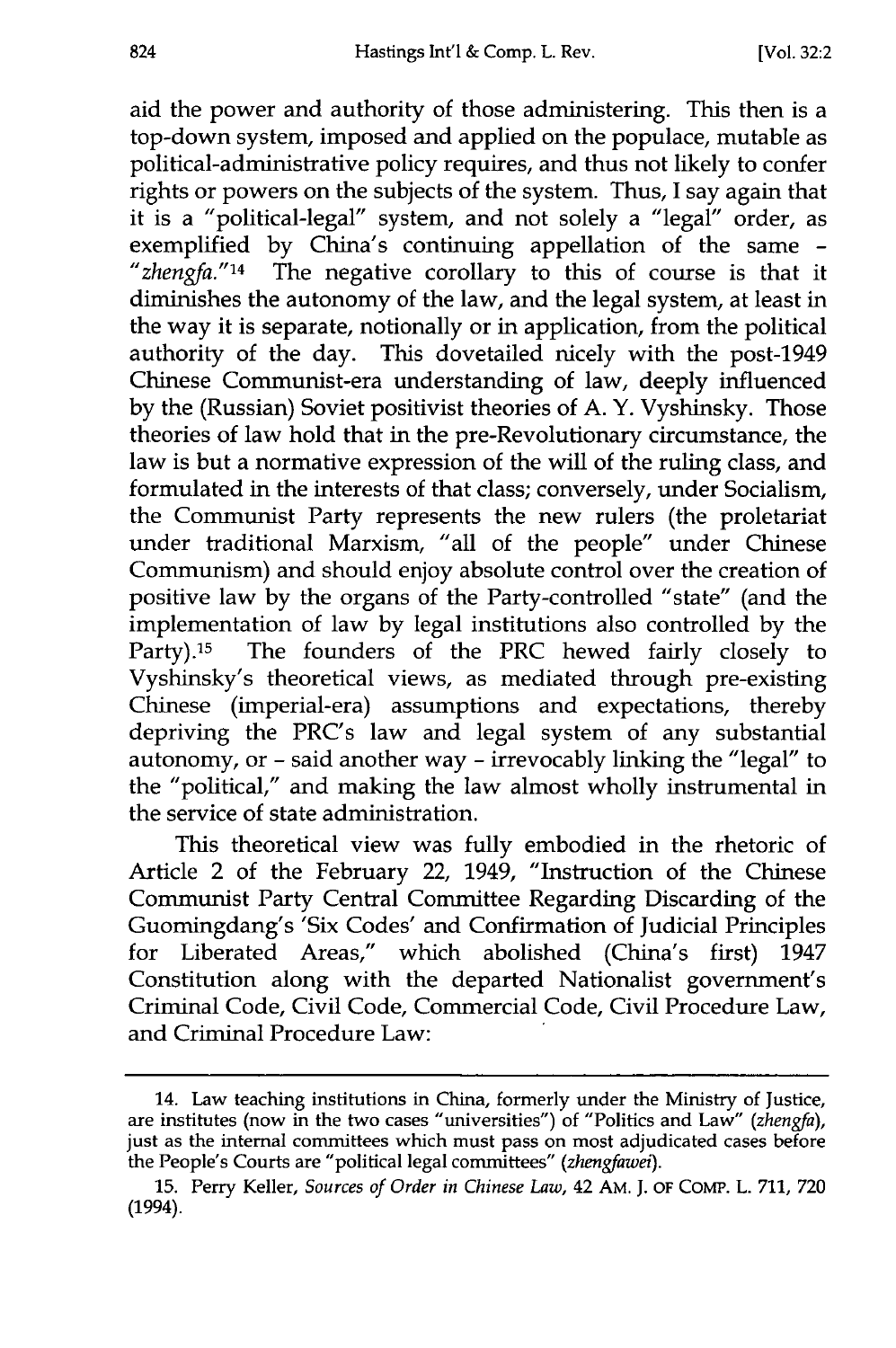aid the power and authority of those administering. This then is a top-down system, imposed and applied on the populace, mutable as political-administrative policy requires, and thus not likely to confer rights or powers on the subjects of the system. Thus, I say again that it is a "political-legal" system, and not solely a "legal" order, as exemplified by China's continuing appellation of the same - "*zhengfa*."[14] The negative corollary to this of course is that it diminishes the autonomy of the law, and the legal system, at least in the way it is separate, notionally or in application, from the political authority of the day. This dovetailed nicely with the post-1949 Chinese Communist-era understanding of law, deeply influenced by the (Russian) Soviet positivist theories of A. Y. Vyshinsky. Those theories of law hold that in the pre-Revolutionary circumstance, the law is but a normative expression of the will of the ruling class, and formulated in the interests of that class; conversely, under Socialism, the Communist Party represents the new rulers (the proletariat under traditional Marxism, "all of the people" under Chinese Communism) and should enjoy absolute control over the creation of positive law by the organs of the Party-controlled "state" (and the implementation of law by legal institutions also controlled by the Party).[15] The founders of the PRC hewed fairly closely to Vyshinsky's theoretical views, as mediated through pre-existing Chinese (imperial-era) assumptions and expectations, thereby depriving the PRC's law and legal system of any substantial autonomy, or - said another way - irrevocably linking the "legal" to the "political," and making the law almost wholly instrumental in the service of state administration.

This theoretical view was fully embodied in the rhetoric of Article 2 of the February 22, 1949, "Instruction of the Chinese Communist Party Central Committee Regarding Discarding of the Guomingdang's 'Six Codes' and Confirmation of Judicial Principles for Liberated Areas," which abolished (China's first) 1947 Constitution along with the departed Nationalist government's Criminal Code, Civil Code, Commercial Code, Civil Procedure Law, and Criminal Procedure Law:

---

14. Law teaching institutions in China, formerly under the Ministry of Justice, are institutes (now in the two cases "universities") of "Politics and Law" (*zhengfa*), just as the internal committees which must pass on most adjudicated cases before the People's Courts are "political legal committees" (*zhengfawei*).

15. Perry Keller, *Sources of Order in Chinese Law*, 42 AM. J. OF COMP. L. 711, 720 (1994).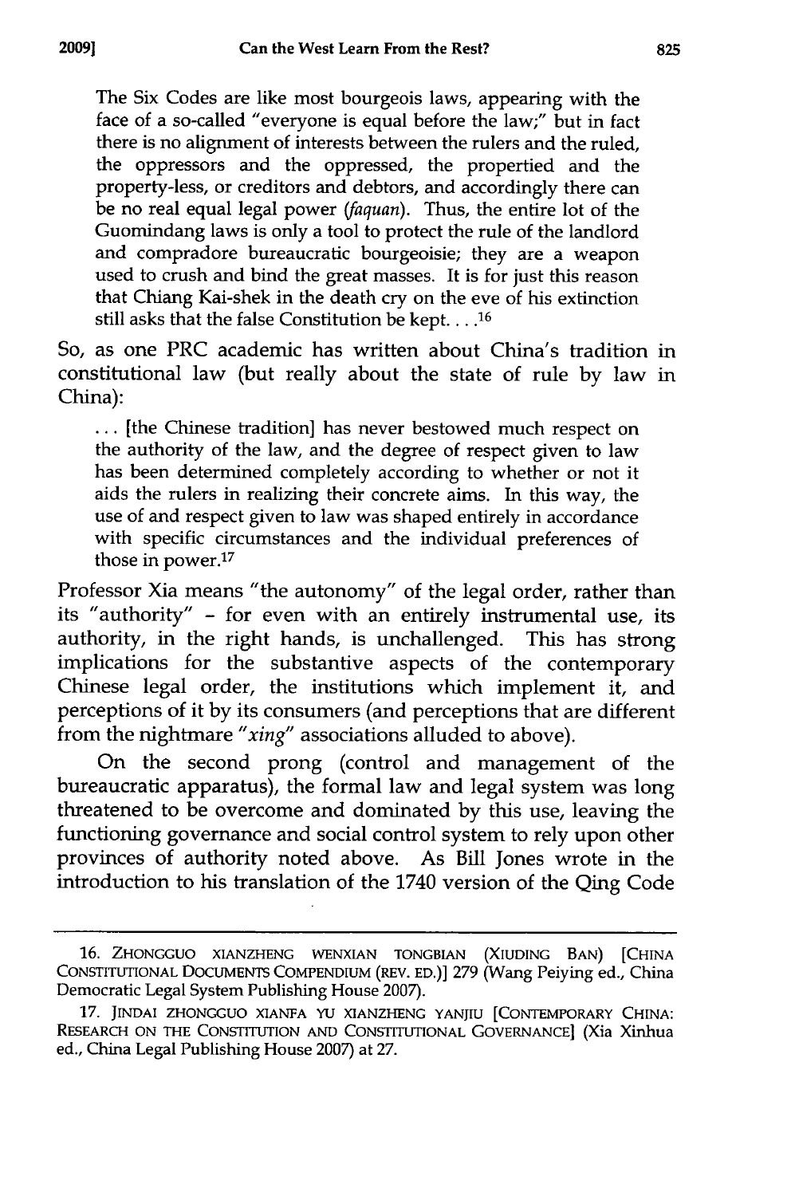> The Six Codes are like most bourgeois laws, appearing with the face of a so-called "everyone is equal before the law;" but in fact there is no alignment of interests between the rulers and the ruled, the oppressors and the oppressed, the propertied and the property-less, or creditors and debtors, and accordingly there can be no real equal legal power (*faquan*). Thus, the entire lot of the Guomindang laws is only a tool to protect the rule of the landlord and compradore bureaucratic bourgeoisie; they are a weapon used to crush and bind the great masses. It is for just this reason that Chiang Kai-shek in the death cry on the eve of his extinction still asks that the false Constitution be kept. . . .[16]

So, as one PRC academic has written about China's tradition in constitutional law (but really about the state of rule by law in China):

> . . . [the Chinese tradition] has never bestowed much respect on the authority of the law, and the degree of respect given to law has been determined completely according to whether or not it aids the rulers in realizing their concrete aims. In this way, the use of and respect given to law was shaped entirely in accordance with specific circumstances and the individual preferences of those in power.[17]

Professor Xia means "the autonomy" of the legal order, rather than its "authority" - for even with an entirely instrumental use, its authority, in the right hands, is unchallenged. This has strong implications for the substantive aspects of the contemporary Chinese legal order, the institutions which implement it, and perceptions of it by its consumers (and perceptions that are different from the nightmare "*xing*" associations alluded to above).

On the second prong (control and management of the bureaucratic apparatus), the formal law and legal system was long threatened to be overcome and dominated by this use, leaving the functioning governance and social control system to rely upon other provinces of authority noted above. As Bill Jones wrote in the introduction to his translation of the 1740 version of the Qing Code

---

16. ZHONGGUO XIANZHENG WENXIAN TONGBIAN (XIUDING BAN) [CHINA CONSTITUTIONAL DOCUMENTS COMPENDIUM (REV. ED.)] 279 (Wang Peiying ed., China Democratic Legal System Publishing House 2007).

17. JINDAI ZHONGGUO XIANFA YU XIANZHENG YANJIU [CONTEMPORARY CHINA: RESEARCH ON THE CONSTITUTION AND CONSTITUTIONAL GOVERNANCE] (Xia Xinhua ed., China Legal Publishing House 2007) at 27.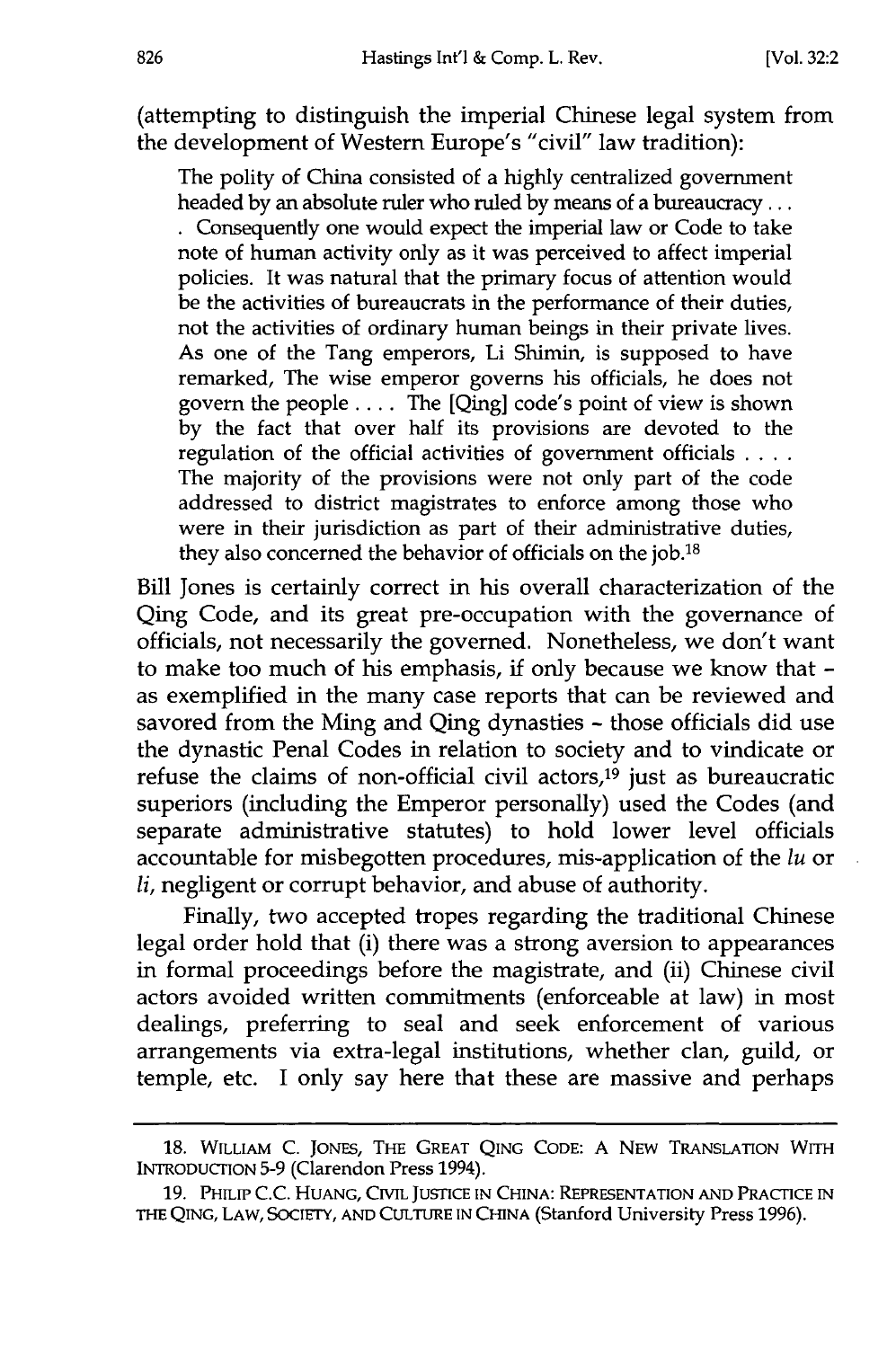(attempting to distinguish the imperial Chinese legal system from the development of Western Europe's "civil" law tradition):

> The polity of China consisted of a highly centralized government headed by an absolute ruler who ruled by means of a bureaucracy . . . . Consequently one would expect the imperial law or Code to take note of human activity only as it was perceived to affect imperial policies. It was natural that the primary focus of attention would be the activities of bureaucrats in the performance of their duties, not the activities of ordinary human beings in their private lives. As one of the Tang emperors, Li Shimin, is supposed to have remarked, The wise emperor governs his officials, he does not govern the people . . . . The [Qing] code's point of view is shown by the fact that over half its provisions are devoted to the regulation of the official activities of government officials . . . . The majority of the provisions were not only part of the code addressed to district magistrates to enforce among those who were in their jurisdiction as part of their administrative duties, they also concerned the behavior of officials on the job.[18]

Bill Jones is certainly correct in his overall characterization of the Qing Code, and its great pre-occupation with the governance of officials, not necessarily the governed. Nonetheless, we don't want to make too much of his emphasis, if only because we know that - as exemplified in the many case reports that can be reviewed and savored from the Ming and Qing dynasties - those officials did use the dynastic Penal Codes in relation to society and to vindicate or refuse the claims of non-official civil actors,[19] just as bureaucratic superiors (including the Emperor personally) used the Codes (and separate administrative statutes) to hold lower level officials accountable for misbegotten procedures, mis-application of the *lu* or *li*, negligent or corrupt behavior, and abuse of authority.

Finally, two accepted tropes regarding the traditional Chinese legal order hold that (i) there was a strong aversion to appearances in formal proceedings before the magistrate, and (ii) Chinese civil actors avoided written commitments (enforceable at law) in most dealings, preferring to seal and seek enforcement of various arrangements via extra-legal institutions, whether clan, guild, or temple, etc. I only say here that these are massive and perhaps

---

18. WILLIAM C. JONES, THE GREAT QING CODE: A NEW TRANSLATION WITH INTRODUCTION 5-9 (Clarendon Press 1994).

19. PHILIP C.C. HUANG, CIVIL JUSTICE IN CHINA: REPRESENTATION AND PRACTICE IN THE QING, LAW, SOCIETY, AND CULTURE IN CHINA (Stanford University Press 1996).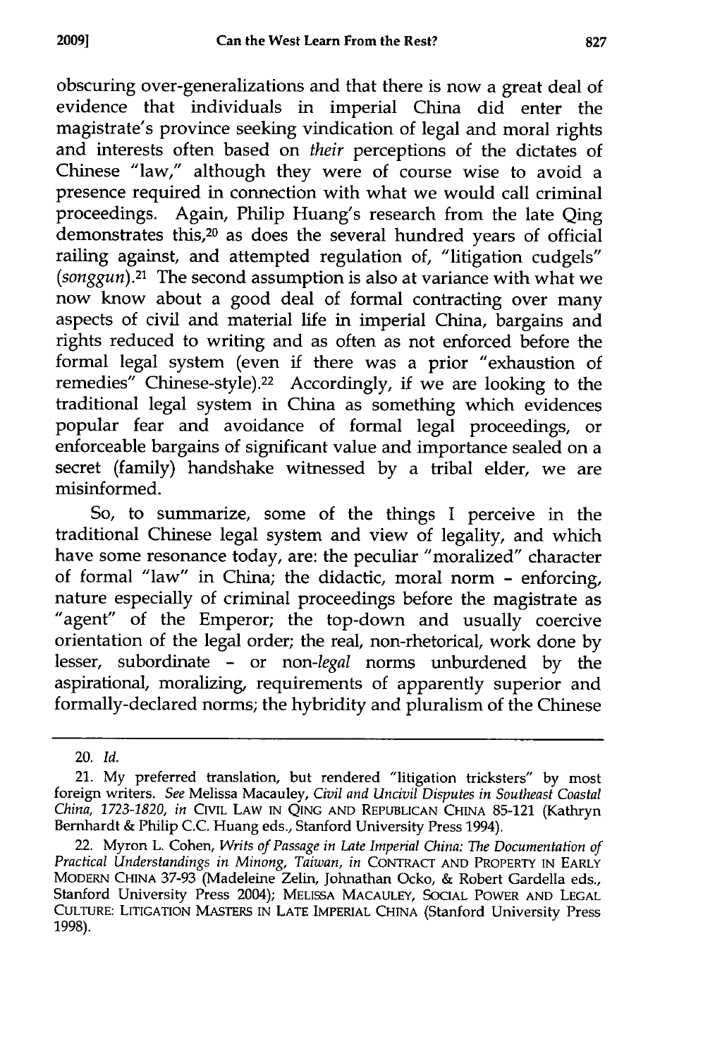obscuring over-generalizations and that there is now a great deal of evidence that individuals in imperial China did enter the magistrate's province seeking vindication of legal and moral rights and interests often based on *their* perceptions of the dictates of Chinese "law," although they were of course wise to avoid a presence required in connection with what we would call criminal proceedings. Again, Philip Huang's research from the late Qing demonstrates this,[20] as does the several hundred years of official railing against, and attempted regulation of, "litigation cudgels" (*songgun*).[21] The second assumption is also at variance with what we now know about a good deal of formal contracting over many aspects of civil and material life in imperial China, bargains and rights reduced to writing and as often as not enforced before the formal legal system (even if there was a prior "exhaustion of remedies" Chinese-style).[22] Accordingly, if we are looking to the traditional legal system in China as something which evidences popular fear and avoidance of formal legal proceedings, or enforceable bargains of significant value and importance sealed on a secret (family) handshake witnessed by a tribal elder, we are misinformed.

So, to summarize, some of the things I perceive in the traditional Chinese legal system and view of legality, and which have some resonance today, are: the peculiar "moralized" character of formal "law" in China; the didactic, moral norm - enforcing, nature especially of criminal proceedings before the magistrate as "agent" of the Emperor; the top-down and usually coercive orientation of the legal order; the real, non-rhetorical, work done by lesser, subordinate - or non-*legal* norms unburdened by the aspirational, moralizing, requirements of apparently superior and formally-declared norms; the hybridity and pluralism of the Chinese

---

20. *Id.*

21. My preferred translation, but rendered "litigation tricksters" by most foreign writers. *See* Melissa Macauley, *Civil and Uncivil Disputes in Southeast Coastal China, 1723-1820*, *in* CIVIL LAW IN QING AND REPUBLICAN CHINA 85-121 (Kathryn Bernhardt & Philip C.C. Huang eds., Stanford University Press 1994).

22. Myron L. Cohen, *Writs of Passage in Late Imperial China: The Documentation of Practical Understandings in Minong, Taiwan*, *in* CONTRACT AND PROPERTY IN EARLY MODERN CHINA 37-93 (Madeleine Zelin, Johnathan Ocko, & Robert Gardella eds., Stanford University Press 2004); MELISSA MACAULEY, SOCIAL POWER AND LEGAL CULTURE: LITIGATION MASTERS IN LATE IMPERIAL CHINA (Stanford University Press 1998).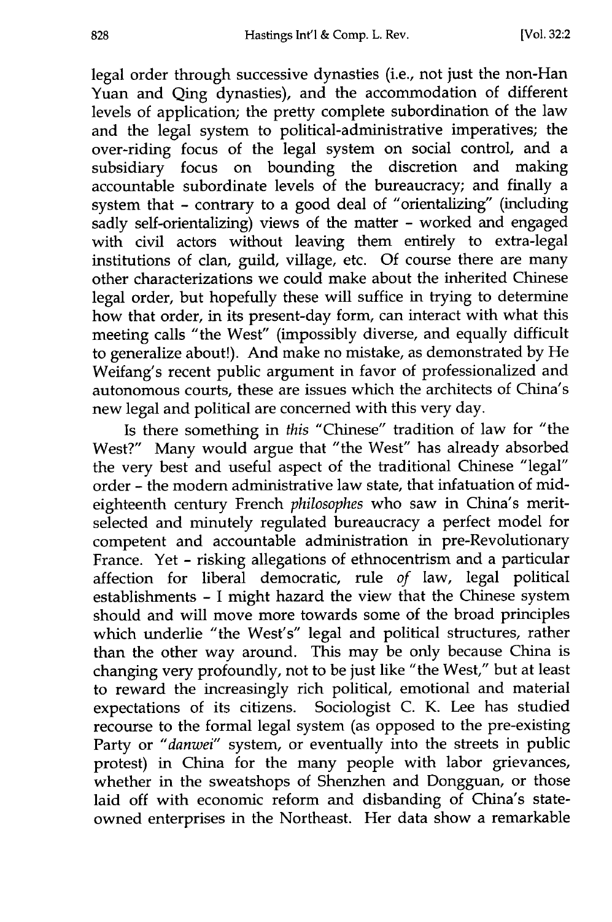legal order through successive dynasties (i.e., not just the non-Han Yuan and Qing dynasties), and the accommodation of different levels of application; the pretty complete subordination of the law and the legal system to political-administrative imperatives; the over-riding focus of the legal system on social control, and a subsidiary focus on bounding the discretion and making accountable subordinate levels of the bureaucracy; and finally a system that - contrary to a good deal of "orientalizing" (including sadly self-orientalizing) views of the matter - worked and engaged with civil actors without leaving them entirely to extra-legal institutions of clan, guild, village, etc. Of course there are many other characterizations we could make about the inherited Chinese legal order, but hopefully these will suffice in trying to determine how that order, in its present-day form, can interact with what this meeting calls "the West" (impossibly diverse, and equally difficult to generalize about!). And make no mistake, as demonstrated by He Weifang's recent public argument in favor of professionalized and autonomous courts, these are issues which the architects of China's new legal and political are concerned with this very day.

Is there something in *this* "Chinese" tradition of law for "the West?" Many would argue that "the West" has already absorbed the very best and useful aspect of the traditional Chinese "legal" order - the modern administrative law state, that infatuation of mid-eighteenth century French *philosophes* who saw in China's merit-selected and minutely regulated bureaucracy a perfect model for competent and accountable administration in pre-Revolutionary France. Yet - risking allegations of ethnocentrism and a particular affection for liberal democratic, rule *of* law, legal political establishments - I might hazard the view that the Chinese system should and will move more towards some of the broad principles which underlie "the West's" legal and political structures, rather than the other way around. This may be only because China is changing very profoundly, not to be just like "the West," but at least to reward the increasingly rich political, emotional and material expectations of its citizens. Sociologist C. K. Lee has studied recourse to the formal legal system (as opposed to the pre-existing Party or "*danwei*" system, or eventually into the streets in public protest) in China for the many people with labor grievances, whether in the sweatshops of Shenzhen and Dongguan, or those laid off with economic reform and disbanding of China's state-owned enterprises in the Northeast. Her data show a remarkable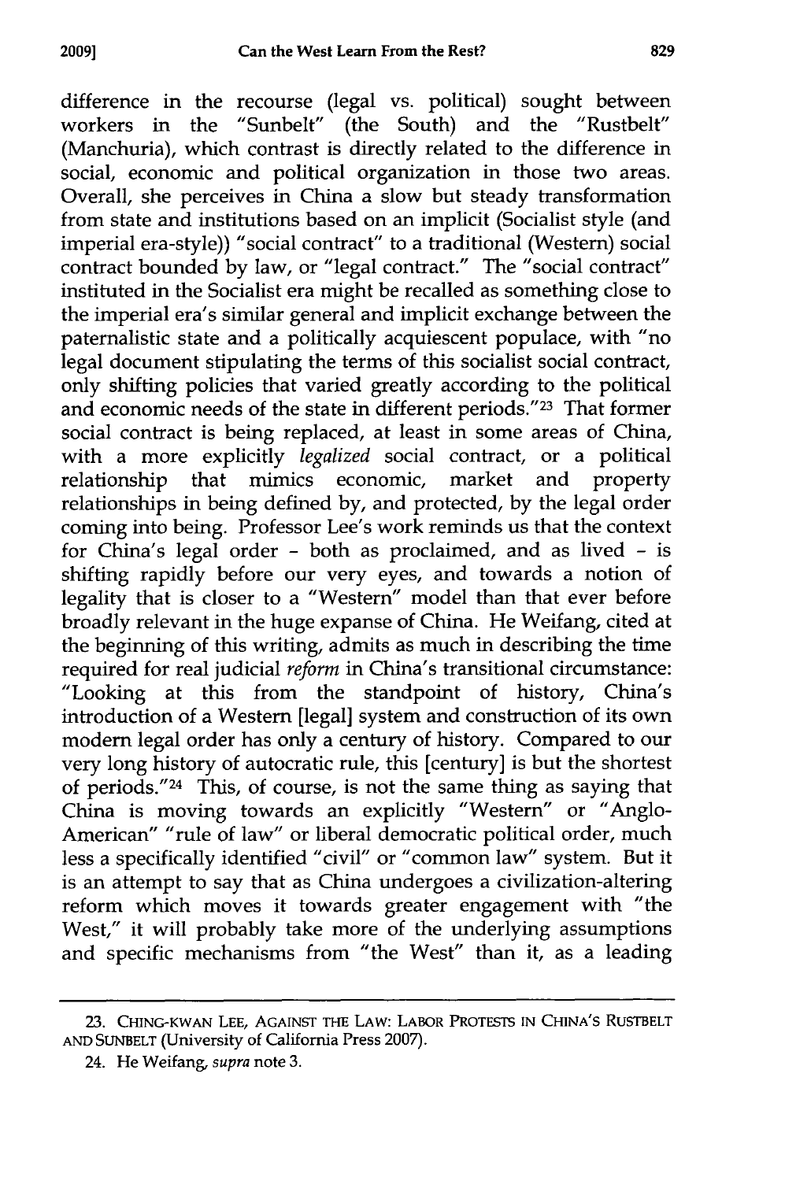difference in the recourse (legal vs. political) sought between workers in the "Sunbelt" (the South) and the "Rustbelt" (Manchuria), which contrast is directly related to the difference in social, economic and political organization in those two areas. Overall, she perceives in China a slow but steady transformation from state and institutions based on an implicit (Socialist style (and imperial era-style)) "social contract" to a traditional (Western) social contract bounded by law, or "legal contract." The "social contract" instituted in the Socialist era might be recalled as something close to the imperial era's similar general and implicit exchange between the paternalistic state and a politically acquiescent populace, with "no legal document stipulating the terms of this socialist social contract, only shifting policies that varied greatly according to the political and economic needs of the state in different periods."[23] That former social contract is being replaced, at least in some areas of China, with a more explicitly *legalized* social contract, or a political relationship that mimics economic, market and property relationships in being defined by, and protected, by the legal order coming into being. Professor Lee's work reminds us that the context for China's legal order - both as proclaimed, and as lived - is shifting rapidly before our very eyes, and towards a notion of legality that is closer to a "Western" model than that ever before broadly relevant in the huge expanse of China. He Weifang, cited at the beginning of this writing, admits as much in describing the time required for real judicial *reform* in China's transitional circumstance: "Looking at this from the standpoint of history, China's introduction of a Western [legal] system and construction of its own modern legal order has only a century of history. Compared to our very long history of autocratic rule, this [century] is but the shortest of periods."[24] This, of course, is not the same thing as saying that China is moving towards an explicitly "Western" or "Anglo-American" "rule of law" or liberal democratic political order, much less a specifically identified "civil" or "common law" system. But it is an attempt to say that as China undergoes a civilization-altering reform which moves it towards greater engagement with "the West," it will probably take more of the underlying assumptions and specific mechanisms from "the West" than it, as a leading

---

23. CHING-KWAN LEE, AGAINST THE LAW: LABOR PROTESTS IN CHINA'S RUSTBELT AND SUNBELT (University of California Press 2007).

24. He Weifang, *supra* note 3.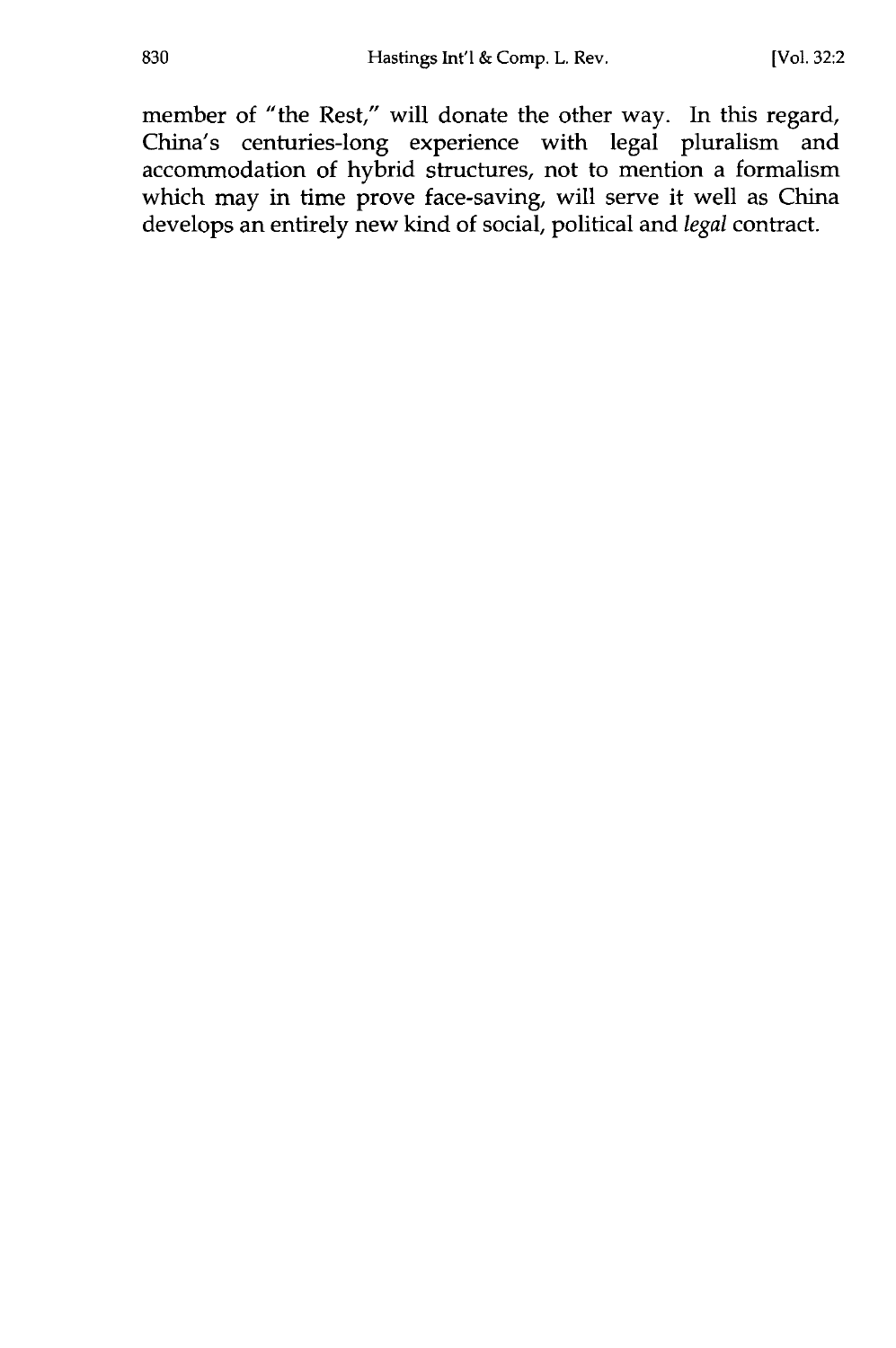member of "the Rest," will donate the other way. In this regard, China's centuries-long experience with legal pluralism and accommodation of hybrid structures, not to mention a formalism which may in time prove face-saving, will serve it well as China develops an entirely new kind of social, political and *legal* contract.